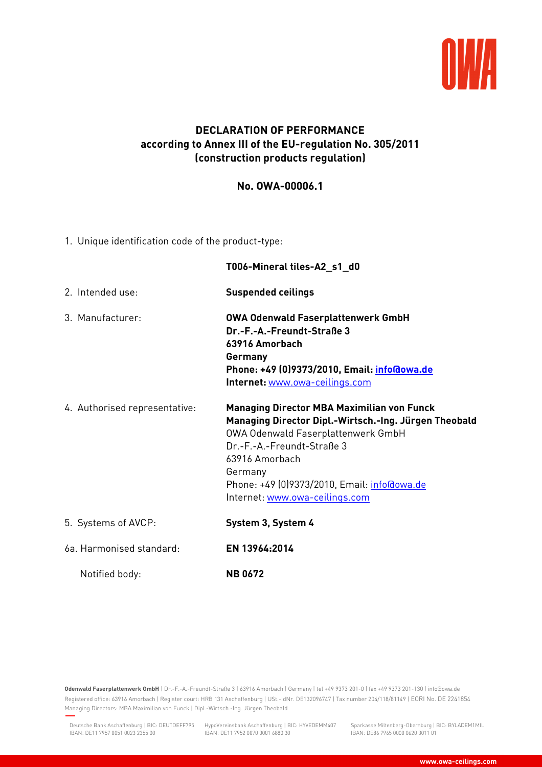# DECLARATION OF PERFORMANCE
## according to Annex III of the EU-regulation No. 305/2011 (construction products regulation)

## No. OWA-00006.1

1. Unique identification code of the product-type:

   **T006-Mineral tiles-A2_s1_d0**

2. Intended use: **Suspended ceilings**

3. Manufacturer:
   **OWA Odenwald Faserplattenwerk GmbH**
   **Dr.-F.-A.-Freundt-Straße 3**
   **63916 Amorbach**
   **Germany**
   **Phone: +49 (0)9373/2010, Email: info@owa.de**
   **Internet:** www.owa-ceilings.com

4. Authorised representative:
   **Managing Director MBA Maximilian von Funck**
   **Managing Director Dipl.-Wirtsch.-Ing. Jürgen Theobald**
   OWA Odenwald Faserplattenwerk GmbH
   Dr.-F.-A.-Freundt-Straße 3
   63916 Amorbach
   Germany
   Phone: +49 (0)9373/2010, Email: info@owa.de
   Internet: www.owa-ceilings.com

5. Systems of AVCP: **System 3, System 4**

6a. Harmonised standard: **EN 13964:2014**

   Notified body: **NB 0672**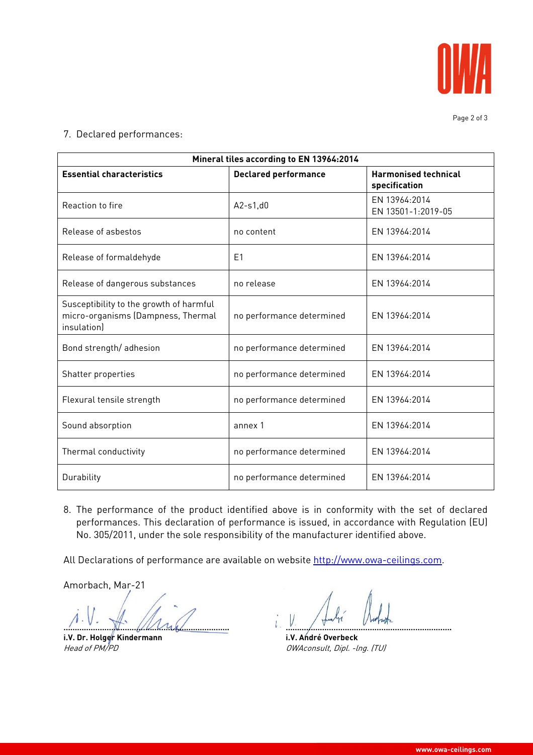7. Declared performances:

| Mineral tiles according to EN 13964:2014 | | |
|---|---|---|
| **Essential characteristics** | **Declared performance** | **Harmonised technical specification** |
| Reaction to fire | A2-s1,d0 | EN 13964:2014<br>EN 13501-1:2019-05 |
| Release of asbestos | no content | EN 13964:2014 |
| Release of formaldehyde | E1 | EN 13964:2014 |
| Release of dangerous substances | no release | EN 13964:2014 |
| Susceptibility to the growth of harmful micro-organisms (Dampness, Thermal insulation) | no performance determined | EN 13964:2014 |
| Bond strength/ adhesion | no performance determined | EN 13964:2014 |
| Shatter properties | no performance determined | EN 13964:2014 |
| Flexural tensile strength | no performance determined | EN 13964:2014 |
| Sound absorption | annex 1 | EN 13964:2014 |
| Thermal conductivity | no performance determined | EN 13964:2014 |
| Durability | no performance determined | EN 13964:2014 |

8. The performance of the product identified above is in conformity with the set of declared performances. This declaration of performance is issued, in accordance with Regulation (EU) No. 305/2011, under the sole responsibility of the manufacturer identified above.

All Declarations of performance are available on website http://www.owa-ceilings.com.

Amorbach, Mar-21

**i.V. Dr. Holger Kindermann**
*Head of PM/PD*

**i.V. André Overbeck**
*OWAconsult, Dipl. -Ing. (TU)*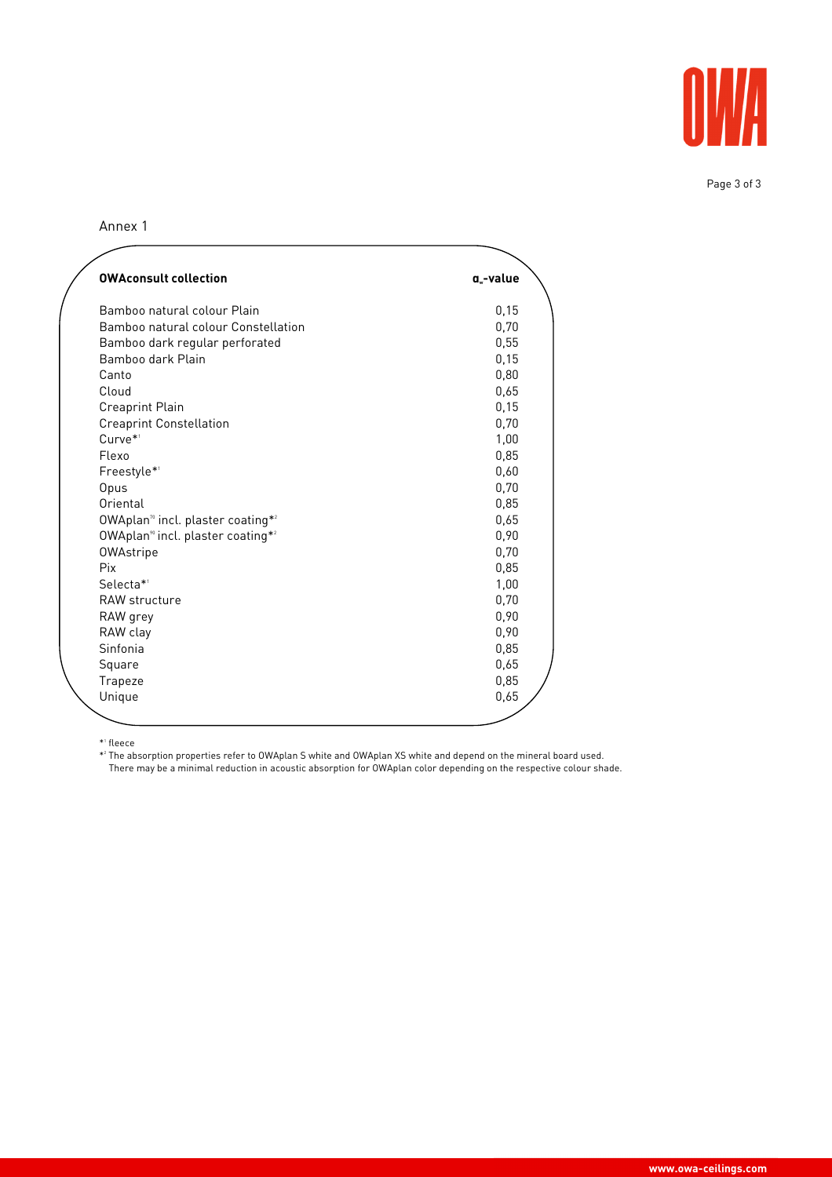Annex 1

| **OWAconsult collection** | **$\alpha_w$-value** |
|---|---|
| Bamboo natural colour Plain | 0,15 |
| Bamboo natural colour Constellation | 0,70 |
| Bamboo dark regular perforated | 0,55 |
| Bamboo dark Plain | 0,15 |
| Canto | 0,80 |
| Cloud | 0,65 |
| Creaprint Plain | 0,15 |
| Creaprint Constellation | 0,70 |
| Curve*[1] | 1,00 |
| Flexo | 0,85 |
| Freestyle*[1] | 0,60 |
| Opus | 0,70 |
| Oriental | 0,85 |
| OWAplan[70] incl. plaster coating*[2] | 0,65 |
| OWAplan[90] incl. plaster coating*[2] | 0,90 |
| OWAstripe | 0,70 |
| Pix | 0,85 |
| Selecta*[1] | 1,00 |
| RAW structure | 0,70 |
| RAW grey | 0,90 |
| RAW clay | 0,90 |
| Sinfonia | 0,85 |
| Square | 0,65 |
| Trapeze | 0,85 |
| Unique | 0,65 |

*[1] fleece

*[2] The absorption properties refer to OWAplan S white and OWAplan XS white and depend on the mineral board used. There may be a minimal reduction in acoustic absorption for OWAplan color depending on the respective colour shade.